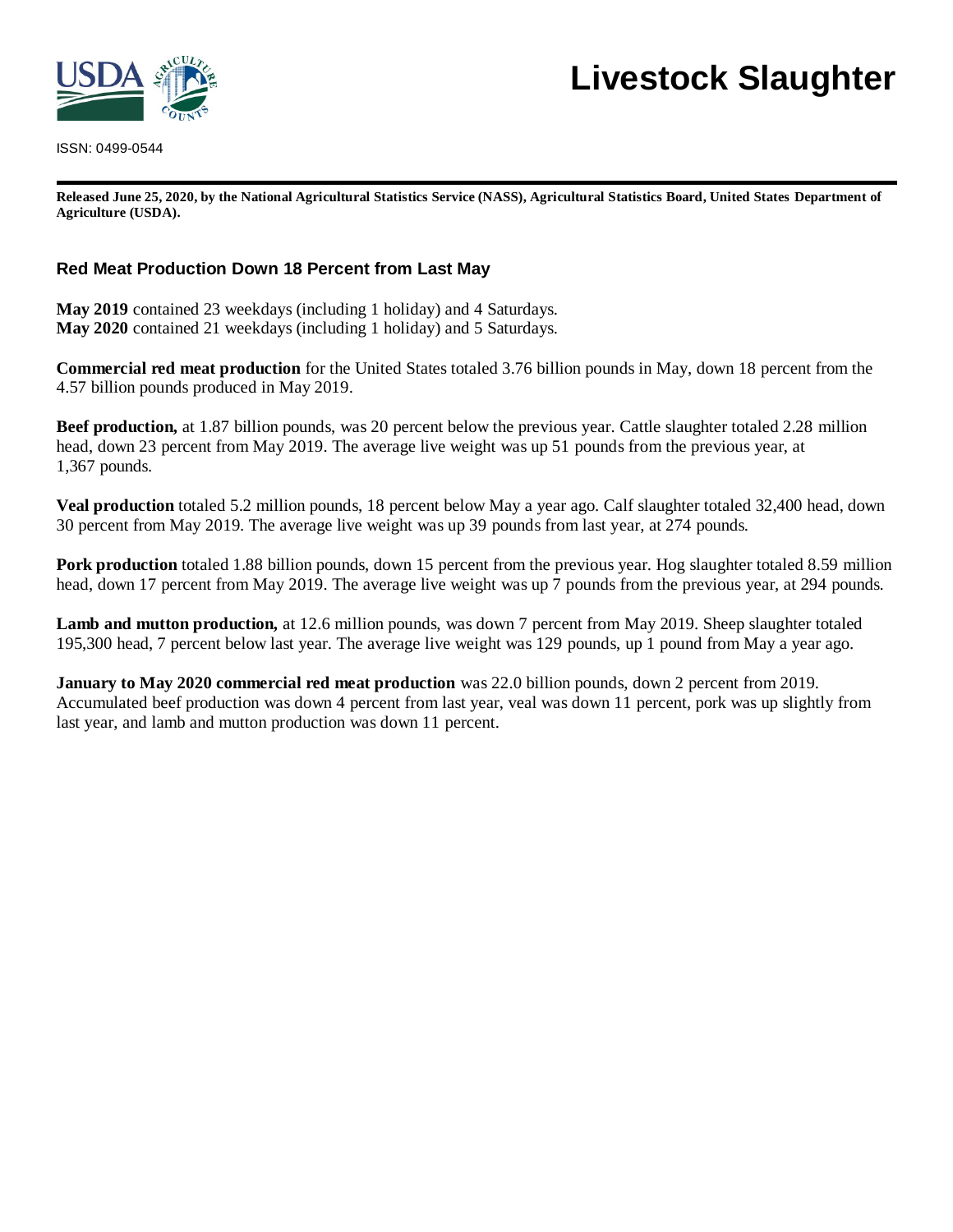# Livestock Slaughter

ISSN: 0499-0544

**Released June 25, 2020, by the National Agricultural Statistics Service (NASS), Agricultural Statistics Board, United States Department of Agriculture (USDA).**

## Red Meat Production Down 18 Percent from Last May

**May 2019** contained 23 weekdays (including 1 holiday) and 4 Saturdays.
**May 2020** contained 21 weekdays (including 1 holiday) and 5 Saturdays.

**Commercial red meat production** for the United States totaled 3.76 billion pounds in May, down 18 percent from the 4.57 billion pounds produced in May 2019.

**Beef production,** at 1.87 billion pounds, was 20 percent below the previous year. Cattle slaughter totaled 2.28 million head, down 23 percent from May 2019. The average live weight was up 51 pounds from the previous year, at 1,367 pounds.

**Veal production** totaled 5.2 million pounds, 18 percent below May a year ago. Calf slaughter totaled 32,400 head, down 30 percent from May 2019. The average live weight was up 39 pounds from last year, at 274 pounds.

**Pork production** totaled 1.88 billion pounds, down 15 percent from the previous year. Hog slaughter totaled 8.59 million head, down 17 percent from May 2019. The average live weight was up 7 pounds from the previous year, at 294 pounds.

**Lamb and mutton production,** at 12.6 million pounds, was down 7 percent from May 2019. Sheep slaughter totaled 195,300 head, 7 percent below last year. The average live weight was 129 pounds, up 1 pound from May a year ago.

**January to May 2020 commercial red meat production** was 22.0 billion pounds, down 2 percent from 2019. Accumulated beef production was down 4 percent from last year, veal was down 11 percent, pork was up slightly from last year, and lamb and mutton production was down 11 percent.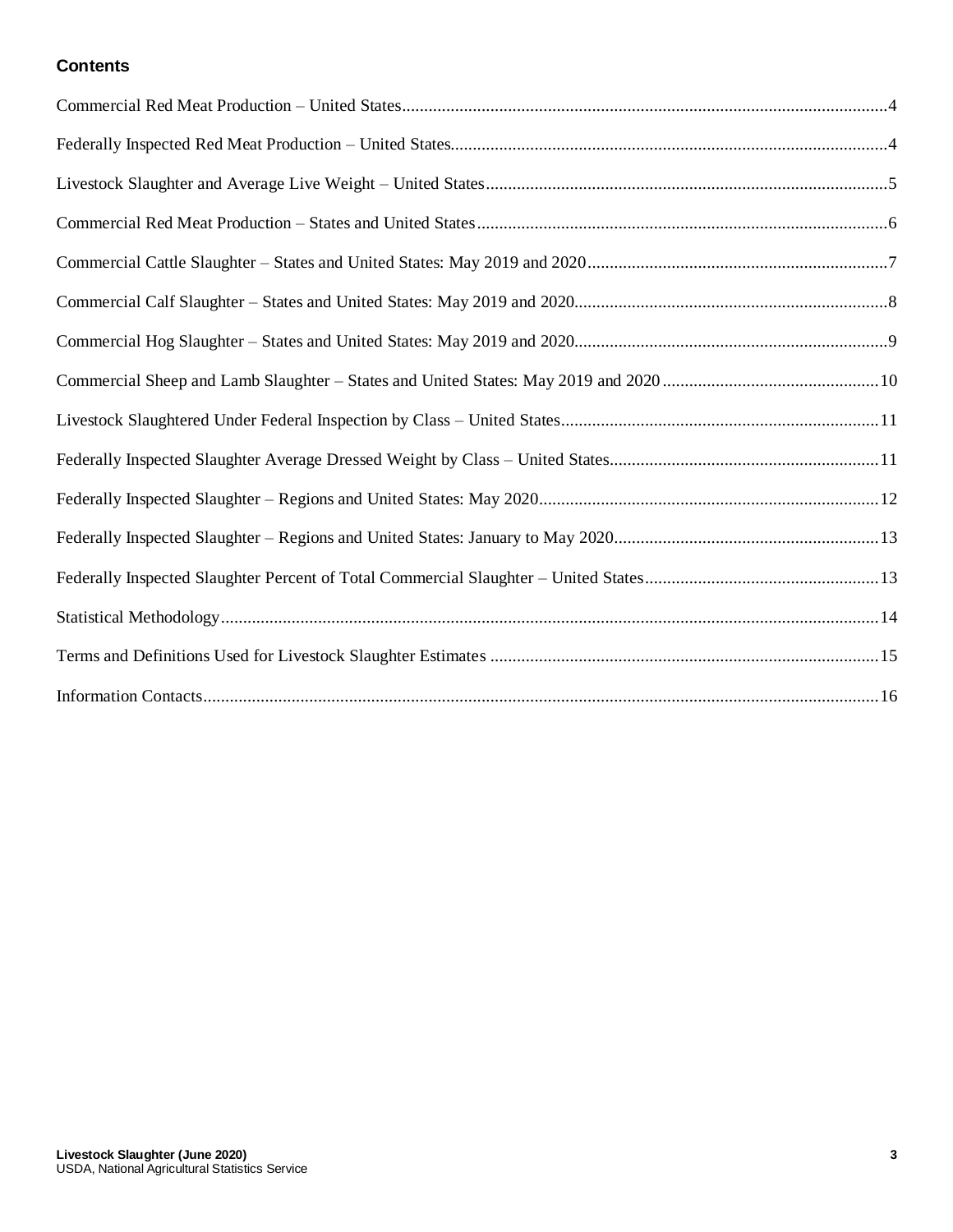**Contents**

Commercial Red Meat Production – United States....................4

Federally Inspected Red Meat Production – United States....................4

Livestock Slaughter and Average Live Weight – United States....................5

Commercial Red Meat Production – States and United States....................6

Commercial Cattle Slaughter – States and United States: May 2019 and 2020....................7

Commercial Calf Slaughter – States and United States: May 2019 and 2020....................8

Commercial Hog Slaughter – States and United States: May 2019 and 2020....................9

Commercial Sheep and Lamb Slaughter – States and United States: May 2019 and 2020....................10

Livestock Slaughtered Under Federal Inspection by Class – United States....................11

Federally Inspected Slaughter Average Dressed Weight by Class – United States....................11

Federally Inspected Slaughter – Regions and United States: May 2020....................12

Federally Inspected Slaughter – Regions and United States: January to May 2020....................13

Federally Inspected Slaughter Percent of Total Commercial Slaughter – United States....................13

Statistical Methodology....................14

Terms and Definitions Used for Livestock Slaughter Estimates....................15

Information Contacts....................16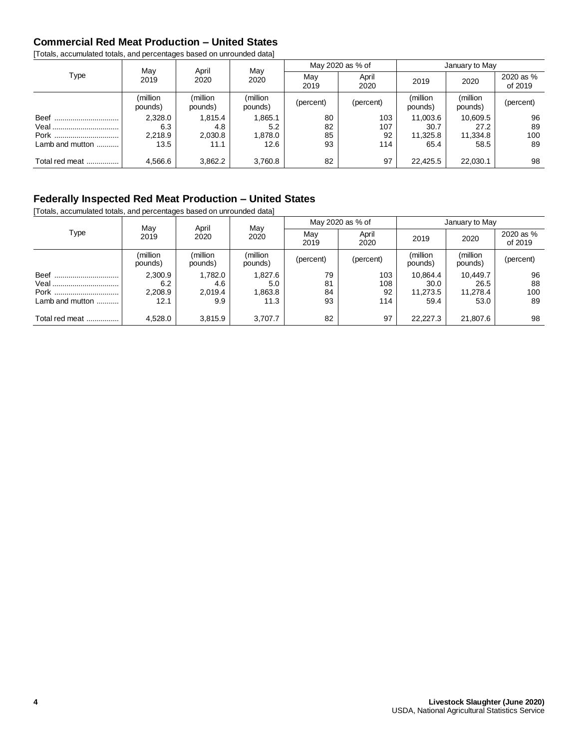## Commercial Red Meat Production – United States

[Totals, accumulated totals, and percentages based on unrounded data]

| Type | May 2019 | April 2020 | May 2020 | May 2020 as % of | | January to May | | |
|---|---|---|---|---|---|---|---|---|
| | | | | May 2019 | April 2020 | 2019 | 2020 | 2020 as % of 2019 |
| | (million pounds) | (million pounds) | (million pounds) | (percent) | (percent) | (million pounds) | (million pounds) | (percent) |
| Beef | 2,328.0 | 1,815.4 | 1,865.1 | 80 | 103 | 11,003.6 | 10,609.5 | 96 |
| Veal | 6.3 | 4.8 | 5.2 | 82 | 107 | 30.7 | 27.2 | 89 |
| Pork | 2,218.9 | 2,030.8 | 1,878.0 | 85 | 92 | 11,325.8 | 11,334.8 | 100 |
| Lamb and mutton | 13.5 | 11.1 | 12.6 | 93 | 114 | 65.4 | 58.5 | 89 |
| Total red meat | 4,566.6 | 3,862.2 | 3,760.8 | 82 | 97 | 22,425.5 | 22,030.1 | 98 |

## Federally Inspected Red Meat Production – United States

[Totals, accumulated totals, and percentages based on unrounded data]

| Type | May 2019 | April 2020 | May 2020 | May 2020 as % of | | January to May | | |
|---|---|---|---|---|---|---|---|---|
| | | | | May 2019 | April 2020 | 2019 | 2020 | 2020 as % of 2019 |
| | (million pounds) | (million pounds) | (million pounds) | (percent) | (percent) | (million pounds) | (million pounds) | (percent) |
| Beef | 2,300.9 | 1,782.0 | 1,827.6 | 79 | 103 | 10,864.4 | 10,449.7 | 96 |
| Veal | 6.2 | 4.6 | 5.0 | 81 | 108 | 30.0 | 26.5 | 88 |
| Pork | 2,208.9 | 2,019.4 | 1,863.8 | 84 | 92 | 11,273.5 | 11,278.4 | 100 |
| Lamb and mutton | 12.1 | 9.9 | 11.3 | 93 | 114 | 59.4 | 53.0 | 89 |
| Total red meat | 4,528.0 | 3,815.9 | 3,707.7 | 82 | 97 | 22,227.3 | 21,807.6 | 98 |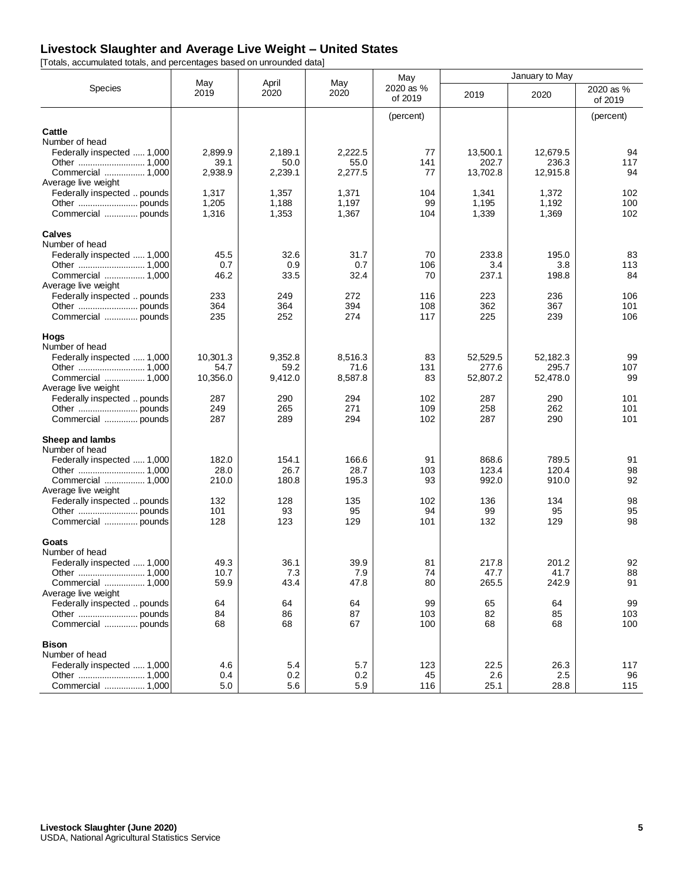## Livestock Slaughter and Average Live Weight – United States

[Totals, accumulated totals, and percentages based on unrounded data]

| Species | May 2019 | April 2020 | May 2020 | May 2020 as % of 2019 | January to May 2019 | January to May 2020 | January to May 2020 as % of 2019 |
|---|---|---|---|---|---|---|---|
| | | | | (percent) | | | (percent) |
| **Cattle** | | | | | | | |
| Number of head | | | | | | | |
| Federally inspected ..... 1,000 | 2,899.9 | 2,189.1 | 2,222.5 | 77 | 13,500.1 | 12,679.5 | 94 |
| Other ........................... 1,000 | 39.1 | 50.0 | 55.0 | 141 | 202.7 | 236.3 | 117 |
| Commercial ................ 1,000 | 2,938.9 | 2,239.1 | 2,277.5 | 77 | 13,702.8 | 12,915.8 | 94 |
| Average live weight | | | | | | | |
| Federally inspected .. pounds | 1,317 | 1,357 | 1,371 | 104 | 1,341 | 1,372 | 102 |
| Other ........................ pounds | 1,205 | 1,188 | 1,197 | 99 | 1,195 | 1,192 | 100 |
| Commercial ............. pounds | 1,316 | 1,353 | 1,367 | 104 | 1,339 | 1,369 | 102 |
| **Calves** | | | | | | | |
| Number of head | | | | | | | |
| Federally inspected ..... 1,000 | 45.5 | 32.6 | 31.7 | 70 | 233.8 | 195.0 | 83 |
| Other ........................... 1,000 | 0.7 | 0.9 | 0.7 | 106 | 3.4 | 3.8 | 113 |
| Commercial ................ 1,000 | 46.2 | 33.5 | 32.4 | 70 | 237.1 | 198.8 | 84 |
| Average live weight | | | | | | | |
| Federally inspected .. pounds | 233 | 249 | 272 | 116 | 223 | 236 | 106 |
| Other ........................ pounds | 364 | 364 | 394 | 108 | 362 | 367 | 101 |
| Commercial ............. pounds | 235 | 252 | 274 | 117 | 225 | 239 | 106 |
| **Hogs** | | | | | | | |
| Number of head | | | | | | | |
| Federally inspected ..... 1,000 | 10,301.3 | 9,352.8 | 8,516.3 | 83 | 52,529.5 | 52,182.3 | 99 |
| Other ........................... 1,000 | 54.7 | 59.2 | 71.6 | 131 | 277.6 | 295.7 | 107 |
| Commercial ................ 1,000 | 10,356.0 | 9,412.0 | 8,587.8 | 83 | 52,807.2 | 52,478.0 | 99 |
| Average live weight | | | | | | | |
| Federally inspected .. pounds | 287 | 290 | 294 | 102 | 287 | 290 | 101 |
| Other ........................ pounds | 249 | 265 | 271 | 109 | 258 | 262 | 101 |
| Commercial ............. pounds | 287 | 289 | 294 | 102 | 287 | 290 | 101 |
| **Sheep and lambs** | | | | | | | |
| Number of head | | | | | | | |
| Federally inspected ..... 1,000 | 182.0 | 154.1 | 166.6 | 91 | 868.6 | 789.5 | 91 |
| Other ........................... 1,000 | 28.0 | 26.7 | 28.7 | 103 | 123.4 | 120.4 | 98 |
| Commercial ................ 1,000 | 210.0 | 180.8 | 195.3 | 93 | 992.0 | 910.0 | 92 |
| Average live weight | | | | | | | |
| Federally inspected .. pounds | 132 | 128 | 135 | 102 | 136 | 134 | 98 |
| Other ........................ pounds | 101 | 93 | 95 | 94 | 99 | 95 | 95 |
| Commercial ............. pounds | 128 | 123 | 129 | 101 | 132 | 129 | 98 |
| **Goats** | | | | | | | |
| Number of head | | | | | | | |
| Federally inspected ..... 1,000 | 49.3 | 36.1 | 39.9 | 81 | 217.8 | 201.2 | 92 |
| Other ........................... 1,000 | 10.7 | 7.3 | 7.9 | 74 | 47.7 | 41.7 | 88 |
| Commercial ................ 1,000 | 59.9 | 43.4 | 47.8 | 80 | 265.5 | 242.9 | 91 |
| Average live weight | | | | | | | |
| Federally inspected .. pounds | 64 | 64 | 64 | 99 | 65 | 64 | 99 |
| Other ........................ pounds | 84 | 86 | 87 | 103 | 82 | 85 | 103 |
| Commercial ............. pounds | 68 | 68 | 67 | 100 | 68 | 68 | 100 |
| **Bison** | | | | | | | |
| Number of head | | | | | | | |
| Federally inspected ..... 1,000 | 4.6 | 5.4 | 5.7 | 123 | 22.5 | 26.3 | 117 |
| Other ........................... 1,000 | 0.4 | 0.2 | 0.2 | 45 | 2.6 | 2.5 | 96 |
| Commercial ................ 1,000 | 5.0 | 5.6 | 5.9 | 116 | 25.1 | 28.8 | 115 |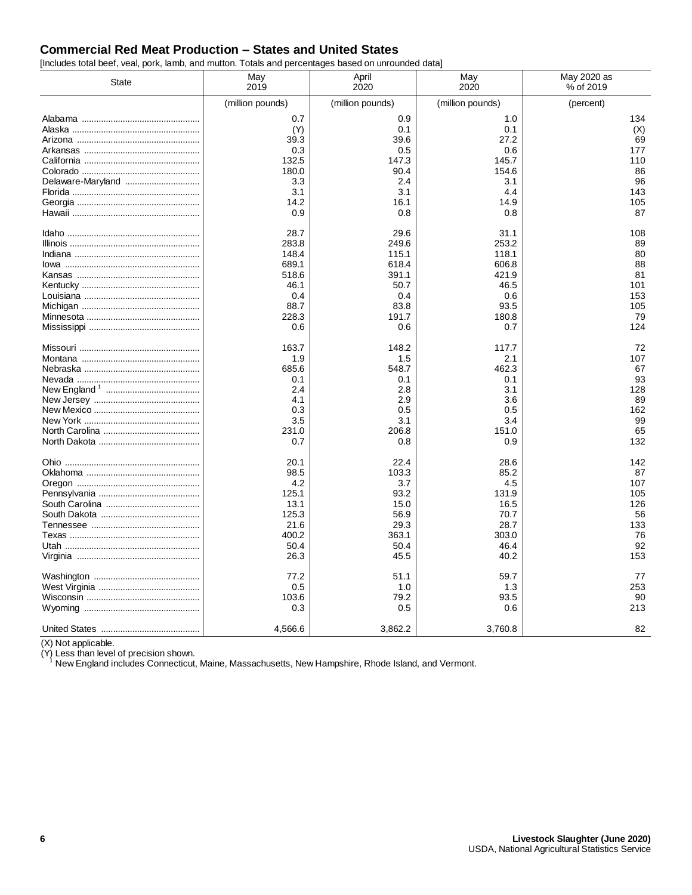## Commercial Red Meat Production – States and United States

[Includes total beef, veal, pork, lamb, and mutton. Totals and percentages based on unrounded data]

| State | May 2019 | April 2020 | May 2020 | May 2020 as % of 2019 |
|---|---|---|---|---|
| | (million pounds) | (million pounds) | (million pounds) | (percent) |
| Alabama | 0.7 | 0.9 | 1.0 | 134 |
| Alaska | (Y) | 0.1 | 0.1 | (X) |
| Arizona | 39.3 | 39.6 | 27.2 | 69 |
| Arkansas | 0.3 | 0.5 | 0.6 | 177 |
| California | 132.5 | 147.3 | 145.7 | 110 |
| Colorado | 180.0 | 90.4 | 154.6 | 86 |
| Delaware-Maryland | 3.3 | 2.4 | 3.1 | 96 |
| Florida | 3.1 | 3.1 | 4.4 | 143 |
| Georgia | 14.2 | 16.1 | 14.9 | 105 |
| Hawaii | 0.9 | 0.8 | 0.8 | 87 |
| | | | | |
| Idaho | 28.7 | 29.6 | 31.1 | 108 |
| Illinois | 283.8 | 249.6 | 253.2 | 89 |
| Indiana | 148.4 | 115.1 | 118.1 | 80 |
| Iowa | 689.1 | 618.4 | 606.8 | 88 |
| Kansas | 518.6 | 391.1 | 421.9 | 81 |
| Kentucky | 46.1 | 50.7 | 46.5 | 101 |
| Louisiana | 0.4 | 0.4 | 0.6 | 153 |
| Michigan | 88.7 | 83.8 | 93.5 | 105 |
| Minnesota | 228.3 | 191.7 | 180.8 | 79 |
| Mississippi | 0.6 | 0.6 | 0.7 | 124 |
| | | | | |
| Missouri | 163.7 | 148.2 | 117.7 | 72 |
| Montana | 1.9 | 1.5 | 2.1 | 107 |
| Nebraska | 685.6 | 548.7 | 462.3 | 67 |
| Nevada | 0.1 | 0.1 | 0.1 | 93 |
| New England [1] | 2.4 | 2.8 | 3.1 | 128 |
| New Jersey | 4.1 | 2.9 | 3.6 | 89 |
| New Mexico | 0.3 | 0.5 | 0.5 | 162 |
| New York | 3.5 | 3.1 | 3.4 | 99 |
| North Carolina | 231.0 | 206.8 | 151.0 | 65 |
| North Dakota | 0.7 | 0.8 | 0.9 | 132 |
| | | | | |
| Ohio | 20.1 | 22.4 | 28.6 | 142 |
| Oklahoma | 98.5 | 103.3 | 85.2 | 87 |
| Oregon | 4.2 | 3.7 | 4.5 | 107 |
| Pennsylvania | 125.1 | 93.2 | 131.9 | 105 |
| South Carolina | 13.1 | 15.0 | 16.5 | 126 |
| South Dakota | 125.3 | 56.9 | 70.7 | 56 |
| Tennessee | 21.6 | 29.3 | 28.7 | 133 |
| Texas | 400.2 | 363.1 | 303.0 | 76 |
| Utah | 50.4 | 50.4 | 46.4 | 92 |
| Virginia | 26.3 | 45.5 | 40.2 | 153 |
| | | | | |
| Washington | 77.2 | 51.1 | 59.7 | 77 |
| West Virginia | 0.5 | 1.0 | 1.3 | 253 |
| Wisconsin | 103.6 | 79.2 | 93.5 | 90 |
| Wyoming | 0.3 | 0.5 | 0.6 | 213 |
| | | | | |
| United States | 4,566.6 | 3,862.2 | 3,760.8 | 82 |

(X) Not applicable.
(Y) Less than level of precision shown.
[1] New England includes Connecticut, Maine, Massachusetts, New Hampshire, Rhode Island, and Vermont.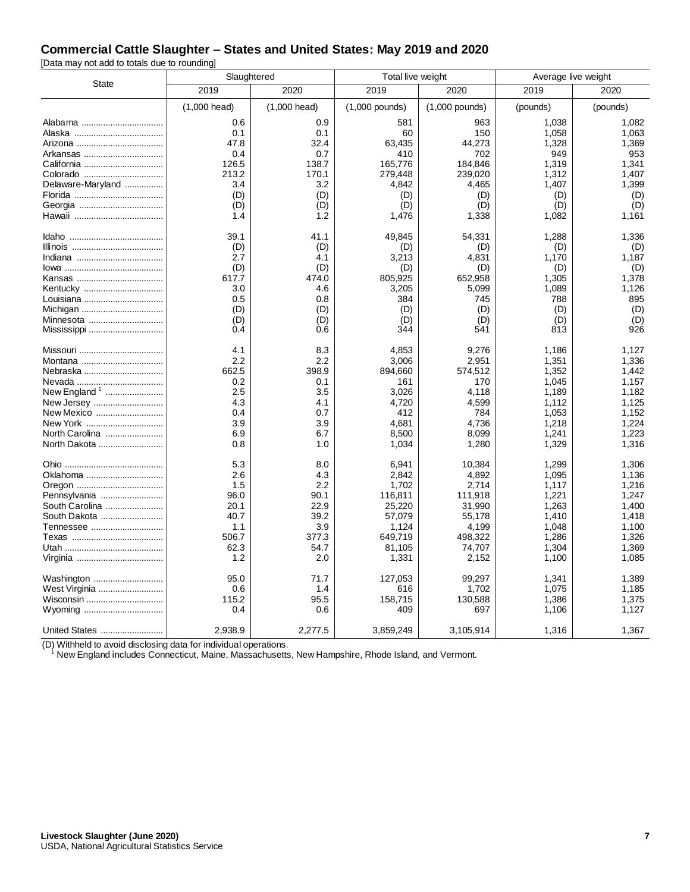## Commercial Cattle Slaughter – States and United States: May 2019 and 2020

[Data may not add to totals due to rounding]

| State | Slaughtered | | Total live weight | | Average live weight | |
|---|---|---|---|---|---|---|
| | 2019 | 2020 | 2019 | 2020 | 2019 | 2020 |
| | (1,000 head) | (1,000 head) | (1,000 pounds) | (1,000 pounds) | (pounds) | (pounds) |
| Alabama | 0.6 | 0.9 | 581 | 963 | 1,038 | 1,082 |
| Alaska | 0.1 | 0.1 | 60 | 150 | 1,058 | 1,063 |
| Arizona | 47.8 | 32.4 | 63,435 | 44,273 | 1,328 | 1,369 |
| Arkansas | 0.4 | 0.7 | 410 | 702 | 949 | 953 |
| California | 126.5 | 138.7 | 165,776 | 184,846 | 1,319 | 1,341 |
| Colorado | 213.2 | 170.1 | 279,448 | 239,020 | 1,312 | 1,407 |
| Delaware-Maryland | 3.4 | 3.2 | 4,842 | 4,465 | 1,407 | 1,399 |
| Florida | (D) | (D) | (D) | (D) | (D) | (D) |
| Georgia | (D) | (D) | (D) | (D) | (D) | (D) |
| Hawaii | 1.4 | 1.2 | 1,476 | 1,338 | 1,082 | 1,161 |
| Idaho | 39.1 | 41.1 | 49,845 | 54,331 | 1,288 | 1,336 |
| Illinois | (D) | (D) | (D) | (D) | (D) | (D) |
| Indiana | 2.7 | 4.1 | 3,213 | 4,831 | 1,170 | 1,187 |
| Iowa | (D) | (D) | (D) | (D) | (D) | (D) |
| Kansas | 617.7 | 474.0 | 805,925 | 652,958 | 1,305 | 1,378 |
| Kentucky | 3.0 | 4.6 | 3,205 | 5,099 | 1,089 | 1,126 |
| Louisiana | 0.5 | 0.8 | 384 | 745 | 788 | 895 |
| Michigan | (D) | (D) | (D) | (D) | (D) | (D) |
| Minnesota | (D) | (D) | (D) | (D) | (D) | (D) |
| Mississippi | 0.4 | 0.6 | 344 | 541 | 813 | 926 |
| Missouri | 4.1 | 8.3 | 4,853 | 9,276 | 1,186 | 1,127 |
| Montana | 2.2 | 2.2 | 3,006 | 2,951 | 1,351 | 1,336 |
| Nebraska | 662.5 | 398.9 | 894,660 | 574,512 | 1,352 | 1,442 |
| Nevada | 0.2 | 0.1 | 161 | 170 | 1,045 | 1,157 |
| New England [1] | 2.5 | 3.5 | 3,026 | 4,118 | 1,189 | 1,182 |
| New Jersey | 4.3 | 4.1 | 4,720 | 4,599 | 1,112 | 1,125 |
| New Mexico | 0.4 | 0.7 | 412 | 784 | 1,053 | 1,152 |
| New York | 3.9 | 3.9 | 4,681 | 4,736 | 1,218 | 1,224 |
| North Carolina | 6.9 | 6.7 | 8,500 | 8,099 | 1,241 | 1,223 |
| North Dakota | 0.8 | 1.0 | 1,034 | 1,280 | 1,329 | 1,316 |
| Ohio | 5.3 | 8.0 | 6,941 | 10,384 | 1,299 | 1,306 |
| Oklahoma | 2.6 | 4.3 | 2,842 | 4,892 | 1,095 | 1,136 |
| Oregon | 1.5 | 2.2 | 1,702 | 2,714 | 1,117 | 1,216 |
| Pennsylvania | 96.0 | 90.1 | 116,811 | 111,918 | 1,221 | 1,247 |
| South Carolina | 20.1 | 22.9 | 25,220 | 31,990 | 1,263 | 1,400 |
| South Dakota | 40.7 | 39.2 | 57,079 | 55,178 | 1,410 | 1,418 |
| Tennessee | 1.1 | 3.9 | 1,124 | 4,199 | 1,048 | 1,100 |
| Texas | 506.7 | 377.3 | 649,719 | 498,322 | 1,286 | 1,326 |
| Utah | 62.3 | 54.7 | 81,105 | 74,707 | 1,304 | 1,369 |
| Virginia | 1.2 | 2.0 | 1,331 | 2,152 | 1,100 | 1,085 |
| Washington | 95.0 | 71.7 | 127,053 | 99,297 | 1,341 | 1,389 |
| West Virginia | 0.6 | 1.4 | 616 | 1,702 | 1,075 | 1,185 |
| Wisconsin | 115.2 | 95.5 | 158,715 | 130,588 | 1,386 | 1,375 |
| Wyoming | 0.4 | 0.6 | 409 | 697 | 1,106 | 1,127 |
| United States | 2,938.9 | 2,277.5 | 3,859,249 | 3,105,914 | 1,316 | 1,367 |

(D) Withheld to avoid disclosing data for individual operations.

[1] New England includes Connecticut, Maine, Massachusetts, New Hampshire, Rhode Island, and Vermont.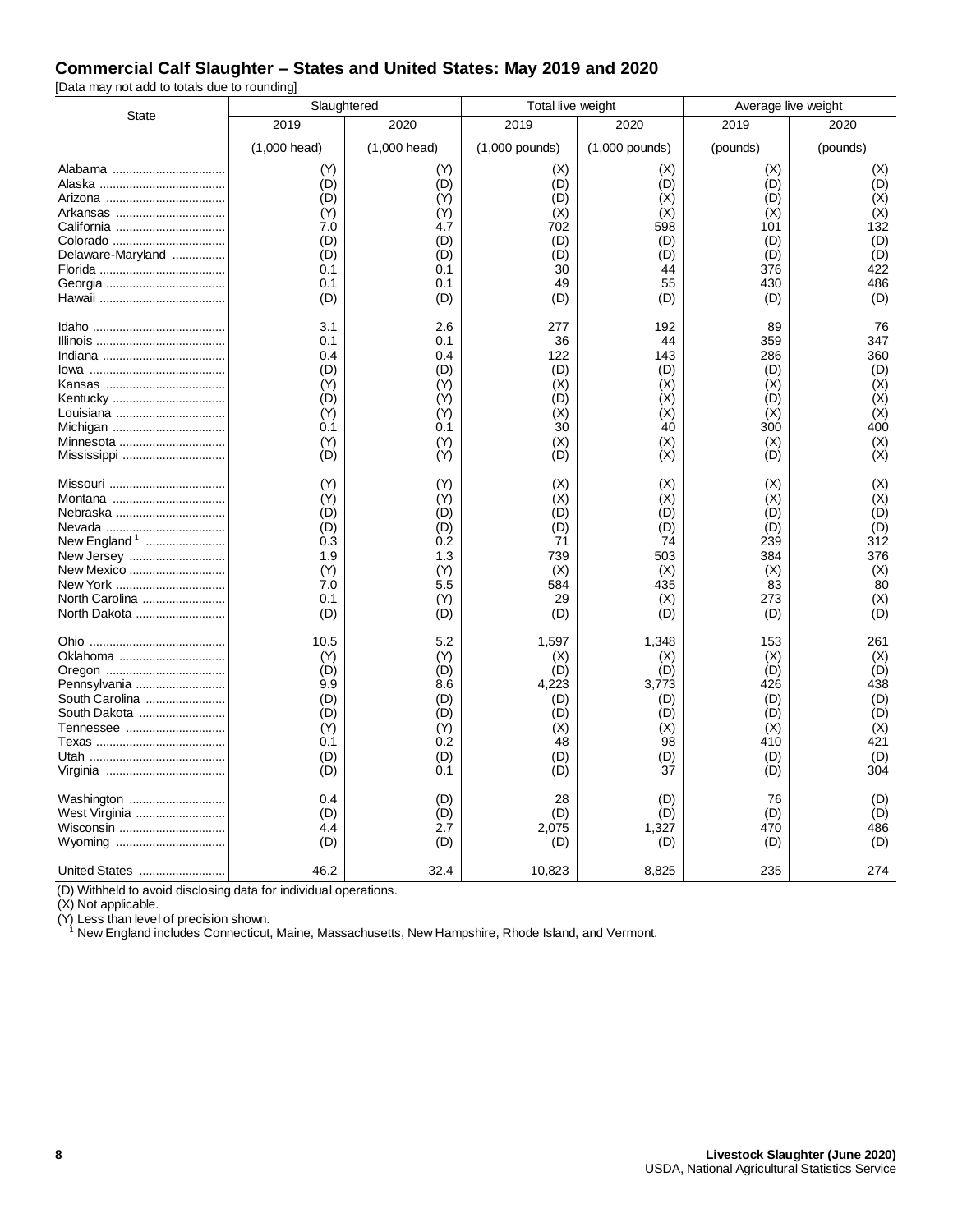## Commercial Calf Slaughter – States and United States: May 2019 and 2020

[Data may not add to totals due to rounding]

| State | Slaughtered | | Total live weight | | Average live weight | |
|---|---|---|---|---|---|---|
| | 2019 | 2020 | 2019 | 2020 | 2019 | 2020 |
| | (1,000 head) | (1,000 head) | (1,000 pounds) | (1,000 pounds) | (pounds) | (pounds) |
| Alabama | (Y) | (Y) | (X) | (X) | (X) | (X) |
| Alaska | (D) | (D) | (D) | (D) | (D) | (D) |
| Arizona | (D) | (Y) | (D) | (X) | (D) | (X) |
| Arkansas | (Y) | (Y) | (X) | (X) | (X) | (X) |
| California | 7.0 | 4.7 | 702 | 598 | 101 | 132 |
| Colorado | (D) | (D) | (D) | (D) | (D) | (D) |
| Delaware-Maryland | (D) | (D) | (D) | (D) | (D) | (D) |
| Florida | 0.1 | 0.1 | 30 | 44 | 376 | 422 |
| Georgia | 0.1 | 0.1 | 49 | 55 | 430 | 486 |
| Hawaii | (D) | (D) | (D) | (D) | (D) | (D) |
| Idaho | 3.1 | 2.6 | 277 | 192 | 89 | 76 |
| Illinois | 0.1 | 0.1 | 36 | 44 | 359 | 347 |
| Indiana | 0.4 | 0.4 | 122 | 143 | 286 | 360 |
| Iowa | (D) | (D) | (D) | (D) | (D) | (D) |
| Kansas | (Y) | (Y) | (X) | (X) | (X) | (X) |
| Kentucky | (D) | (Y) | (D) | (X) | (D) | (X) |
| Louisiana | (Y) | (Y) | (X) | (X) | (X) | (X) |
| Michigan | 0.1 | 0.1 | 30 | 40 | 300 | 400 |
| Minnesota | (Y) | (Y) | (X) | (X) | (X) | (X) |
| Mississippi | (D) | (Y) | (D) | (X) | (D) | (X) |
| Missouri | (Y) | (Y) | (X) | (X) | (X) | (X) |
| Montana | (Y) | (Y) | (X) | (X) | (X) | (X) |
| Nebraska | (D) | (D) | (D) | (D) | (D) | (D) |
| Nevada | (D) | (D) | (D) | (D) | (D) | (D) |
| New England [1] | 0.3 | 0.2 | 71 | 74 | 239 | 312 |
| New Jersey | 1.9 | 1.3 | 739 | 503 | 384 | 376 |
| New Mexico | (Y) | (Y) | (X) | (X) | (X) | (X) |
| New York | 7.0 | 5.5 | 584 | 435 | 83 | 80 |
| North Carolina | 0.1 | (Y) | 29 | (X) | 273 | (X) |
| North Dakota | (D) | (D) | (D) | (D) | (D) | (D) |
| Ohio | 10.5 | 5.2 | 1,597 | 1,348 | 153 | 261 |
| Oklahoma | (Y) | (Y) | (X) | (X) | (X) | (X) |
| Oregon | (D) | (D) | (D) | (D) | (D) | (D) |
| Pennsylvania | 9.9 | 8.6 | 4,223 | 3,773 | 426 | 438 |
| South Carolina | (D) | (D) | (D) | (D) | (D) | (D) |
| South Dakota | (D) | (D) | (D) | (D) | (D) | (D) |
| Tennessee | (Y) | (Y) | (X) | (X) | (X) | (X) |
| Texas | 0.1 | 0.2 | 48 | 98 | 410 | 421 |
| Utah | (D) | (D) | (D) | (D) | (D) | (D) |
| Virginia | (D) | 0.1 | (D) | 37 | (D) | 304 |
| Washington | 0.4 | (D) | 28 | (D) | 76 | (D) |
| West Virginia | (D) | (D) | (D) | (D) | (D) | (D) |
| Wisconsin | 4.4 | 2.7 | 2,075 | 1,327 | 470 | 486 |
| Wyoming | (D) | (D) | (D) | (D) | (D) | (D) |
| United States | 46.2 | 32.4 | 10,823 | 8,825 | 235 | 274 |

(D) Withheld to avoid disclosing data for individual operations.
(X) Not applicable.
(Y) Less than level of precision shown.
[1] New England includes Connecticut, Maine, Massachusetts, New Hampshire, Rhode Island, and Vermont.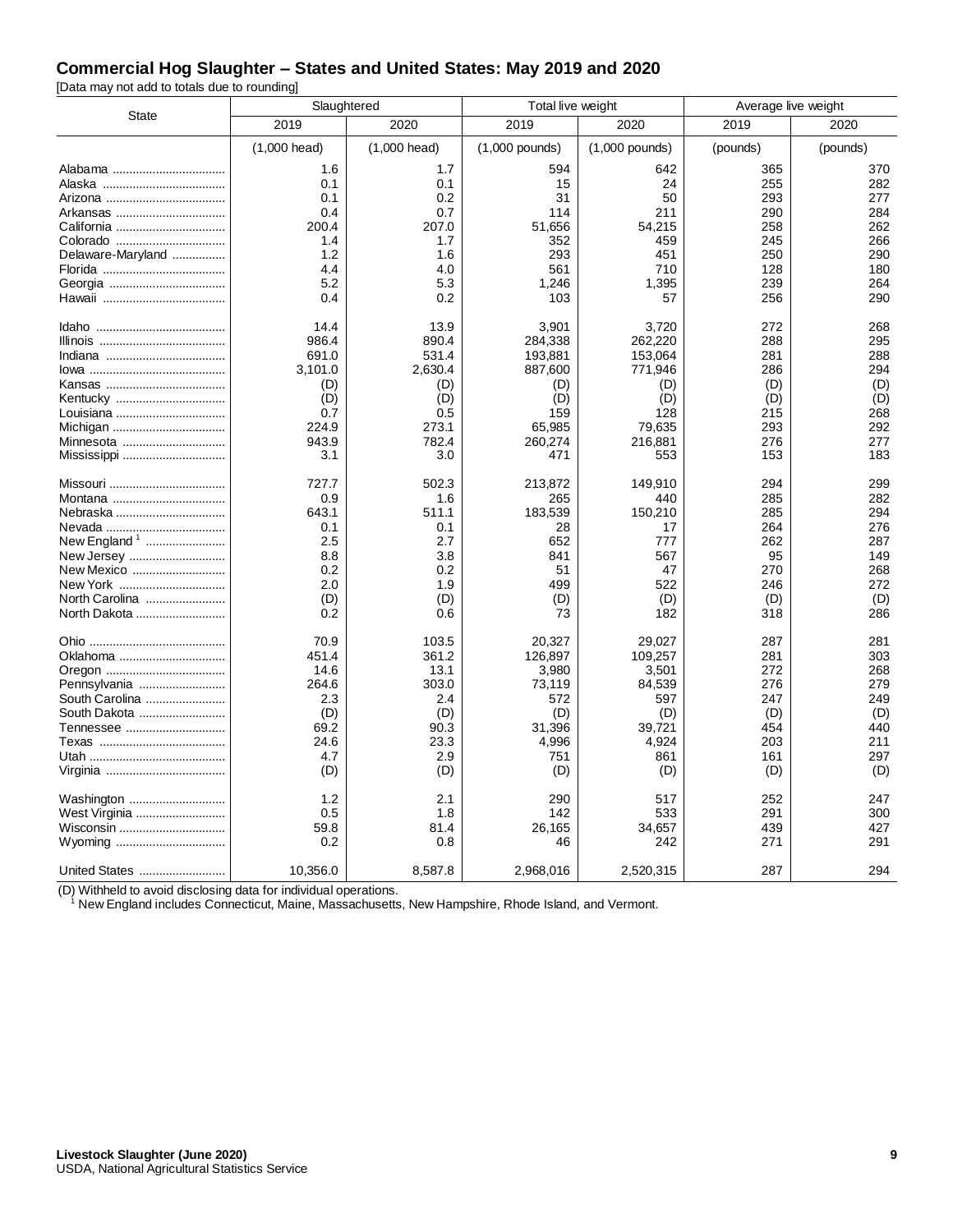## Commercial Hog Slaughter – States and United States: May 2019 and 2020

[Data may not add to totals due to rounding]

| State | Slaughtered | | Total live weight | | Average live weight | |
|---|---|---|---|---|---|---|
| | 2019 | 2020 | 2019 | 2020 | 2019 | 2020 |
| | (1,000 head) | (1,000 head) | (1,000 pounds) | (1,000 pounds) | (pounds) | (pounds) |
| Alabama | 1.6 | 1.7 | 594 | 642 | 365 | 370 |
| Alaska | 0.1 | 0.1 | 15 | 24 | 255 | 282 |
| Arizona | 0.1 | 0.2 | 31 | 50 | 293 | 277 |
| Arkansas | 0.4 | 0.7 | 114 | 211 | 290 | 284 |
| California | 200.4 | 207.0 | 51,656 | 54,215 | 258 | 262 |
| Colorado | 1.4 | 1.7 | 352 | 459 | 245 | 266 |
| Delaware-Maryland | 1.2 | 1.6 | 293 | 451 | 250 | 290 |
| Florida | 4.4 | 4.0 | 561 | 710 | 128 | 180 |
| Georgia | 5.2 | 5.3 | 1,246 | 1,395 | 239 | 264 |
| Hawaii | 0.4 | 0.2 | 103 | 57 | 256 | 290 |
| Idaho | 14.4 | 13.9 | 3,901 | 3,720 | 272 | 268 |
| Illinois | 986.4 | 890.4 | 284,338 | 262,220 | 288 | 295 |
| Indiana | 691.0 | 531.4 | 193,881 | 153,064 | 281 | 288 |
| Iowa | 3,101.0 | 2,630.4 | 887,600 | 771,946 | 286 | 294 |
| Kansas | (D) | (D) | (D) | (D) | (D) | (D) |
| Kentucky | (D) | (D) | (D) | (D) | (D) | (D) |
| Louisiana | 0.7 | 0.5 | 159 | 128 | 215 | 268 |
| Michigan | 224.9 | 273.1 | 65,985 | 79,635 | 293 | 292 |
| Minnesota | 943.9 | 782.4 | 260,274 | 216,881 | 276 | 277 |
| Mississippi | 3.1 | 3.0 | 471 | 553 | 153 | 183 |
| Missouri | 727.7 | 502.3 | 213,872 | 149,910 | 294 | 299 |
| Montana | 0.9 | 1.6 | 265 | 440 | 285 | 282 |
| Nebraska | 643.1 | 511.1 | 183,539 | 150,210 | 285 | 294 |
| Nevada | 0.1 | 0.1 | 28 | 17 | 264 | 276 |
| New England [1] | 2.5 | 2.7 | 652 | 777 | 262 | 287 |
| New Jersey | 8.8 | 3.8 | 841 | 567 | 95 | 149 |
| New Mexico | 0.2 | 0.2 | 51 | 47 | 270 | 268 |
| New York | 2.0 | 1.9 | 499 | 522 | 246 | 272 |
| North Carolina | (D) | (D) | (D) | (D) | (D) | (D) |
| North Dakota | 0.2 | 0.6 | 73 | 182 | 318 | 286 |
| Ohio | 70.9 | 103.5 | 20,327 | 29,027 | 287 | 281 |
| Oklahoma | 451.4 | 361.2 | 126,897 | 109,257 | 281 | 303 |
| Oregon | 14.6 | 13.1 | 3,980 | 3,501 | 272 | 268 |
| Pennsylvania | 264.6 | 303.0 | 73,119 | 84,539 | 276 | 279 |
| South Carolina | 2.3 | 2.4 | 572 | 597 | 247 | 249 |
| South Dakota | (D) | (D) | (D) | (D) | (D) | (D) |
| Tennessee | 69.2 | 90.3 | 31,396 | 39,721 | 454 | 440 |
| Texas | 24.6 | 23.3 | 4,996 | 4,924 | 203 | 211 |
| Utah | 4.7 | 2.9 | 751 | 861 | 161 | 297 |
| Virginia | (D) | (D) | (D) | (D) | (D) | (D) |
| Washington | 1.2 | 2.1 | 290 | 517 | 252 | 247 |
| West Virginia | 0.5 | 1.8 | 142 | 533 | 291 | 300 |
| Wisconsin | 59.8 | 81.4 | 26,165 | 34,657 | 439 | 427 |
| Wyoming | 0.2 | 0.8 | 46 | 242 | 271 | 291 |
| United States | 10,356.0 | 8,587.8 | 2,968,016 | 2,520,315 | 287 | 294 |

(D) Withheld to avoid disclosing data for individual operations.
[1] New England includes Connecticut, Maine, Massachusetts, New Hampshire, Rhode Island, and Vermont.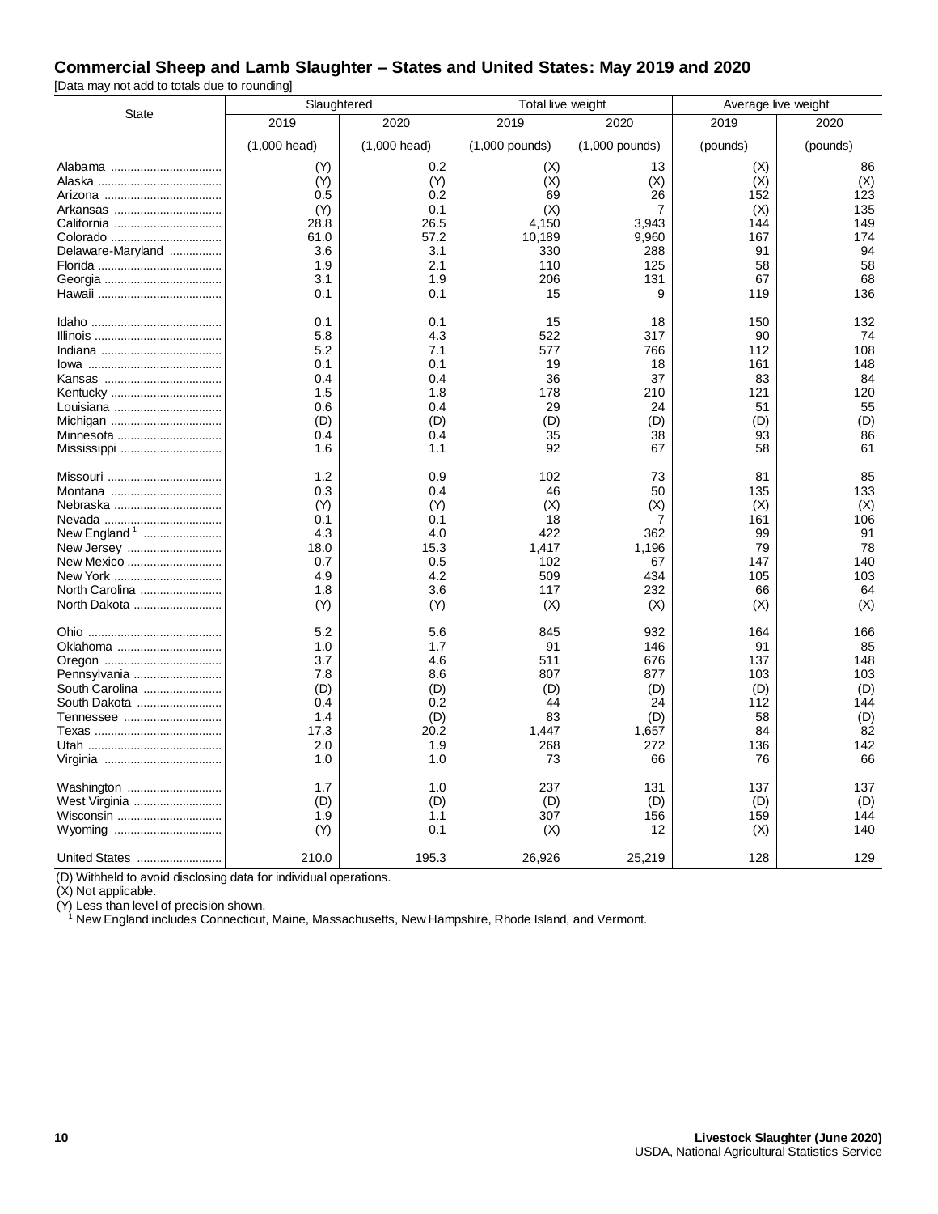## Commercial Sheep and Lamb Slaughter – States and United States: May 2019 and 2020

[Data may not add to totals due to rounding]

| State | Slaughtered | | Total live weight | | Average live weight | |
|---|---|---|---|---|---|---|
| | 2019 | 2020 | 2019 | 2020 | 2019 | 2020 |
| | (1,000 head) | (1,000 head) | (1,000 pounds) | (1,000 pounds) | (pounds) | (pounds) |
| Alabama | (Y) | 0.2 | (X) | 13 | (X) | 86 |
| Alaska | (Y) | (Y) | (X) | (X) | (X) | (X) |
| Arizona | 0.5 | 0.2 | 69 | 26 | 152 | 123 |
| Arkansas | (Y) | 0.1 | (X) | 7 | (X) | 135 |
| California | 28.8 | 26.5 | 4,150 | 3,943 | 144 | 149 |
| Colorado | 61.0 | 57.2 | 10,189 | 9,960 | 167 | 174 |
| Delaware-Maryland | 3.6 | 3.1 | 330 | 288 | 91 | 94 |
| Florida | 1.9 | 2.1 | 110 | 125 | 58 | 58 |
| Georgia | 3.1 | 1.9 | 206 | 131 | 67 | 68 |
| Hawaii | 0.1 | 0.1 | 15 | 9 | 119 | 136 |
| Idaho | 0.1 | 0.1 | 15 | 18 | 150 | 132 |
| Illinois | 5.8 | 4.3 | 522 | 317 | 90 | 74 |
| Indiana | 5.2 | 7.1 | 577 | 766 | 112 | 108 |
| Iowa | 0.1 | 0.1 | 19 | 18 | 161 | 148 |
| Kansas | 0.4 | 0.4 | 36 | 37 | 83 | 84 |
| Kentucky | 1.5 | 1.8 | 178 | 210 | 121 | 120 |
| Louisiana | 0.6 | 0.4 | 29 | 24 | 51 | 55 |
| Michigan | (D) | (D) | (D) | (D) | (D) | (D) |
| Minnesota | 0.4 | 0.4 | 35 | 38 | 93 | 86 |
| Mississippi | 1.6 | 1.1 | 92 | 67 | 58 | 61 |
| Missouri | 1.2 | 0.9 | 102 | 73 | 81 | 85 |
| Montana | 0.3 | 0.4 | 46 | 50 | 135 | 133 |
| Nebraska | (Y) | (Y) | (X) | (X) | (X) | (X) |
| Nevada | 0.1 | 0.1 | 18 | 7 | 161 | 106 |
| New England [1] | 4.3 | 4.0 | 422 | 362 | 99 | 91 |
| New Jersey | 18.0 | 15.3 | 1,417 | 1,196 | 79 | 78 |
| New Mexico | 0.7 | 0.5 | 102 | 67 | 147 | 140 |
| New York | 4.9 | 4.2 | 509 | 434 | 105 | 103 |
| North Carolina | 1.8 | 3.6 | 117 | 232 | 66 | 64 |
| North Dakota | (Y) | (Y) | (X) | (X) | (X) | (X) |
| Ohio | 5.2 | 5.6 | 845 | 932 | 164 | 166 |
| Oklahoma | 1.0 | 1.7 | 91 | 146 | 91 | 85 |
| Oregon | 3.7 | 4.6 | 511 | 676 | 137 | 148 |
| Pennsylvania | 7.8 | 8.6 | 807 | 877 | 103 | 103 |
| South Carolina | (D) | (D) | (D) | (D) | (D) | (D) |
| South Dakota | 0.4 | 0.2 | 44 | 24 | 112 | 144 |
| Tennessee | 1.4 | (D) | 83 | (D) | 58 | (D) |
| Texas | 17.3 | 20.2 | 1,447 | 1,657 | 84 | 82 |
| Utah | 2.0 | 1.9 | 268 | 272 | 136 | 142 |
| Virginia | 1.0 | 1.0 | 73 | 66 | 76 | 66 |
| Washington | 1.7 | 1.0 | 237 | 131 | 137 | 137 |
| West Virginia | (D) | (D) | (D) | (D) | (D) | (D) |
| Wisconsin | 1.9 | 1.1 | 307 | 156 | 159 | 144 |
| Wyoming | (Y) | 0.1 | (X) | 12 | (X) | 140 |
| United States | 210.0 | 195.3 | 26,926 | 25,219 | 128 | 129 |

(D) Withheld to avoid disclosing data for individual operations.
(X) Not applicable.
(Y) Less than level of precision shown.
[1] New England includes Connecticut, Maine, Massachusetts, New Hampshire, Rhode Island, and Vermont.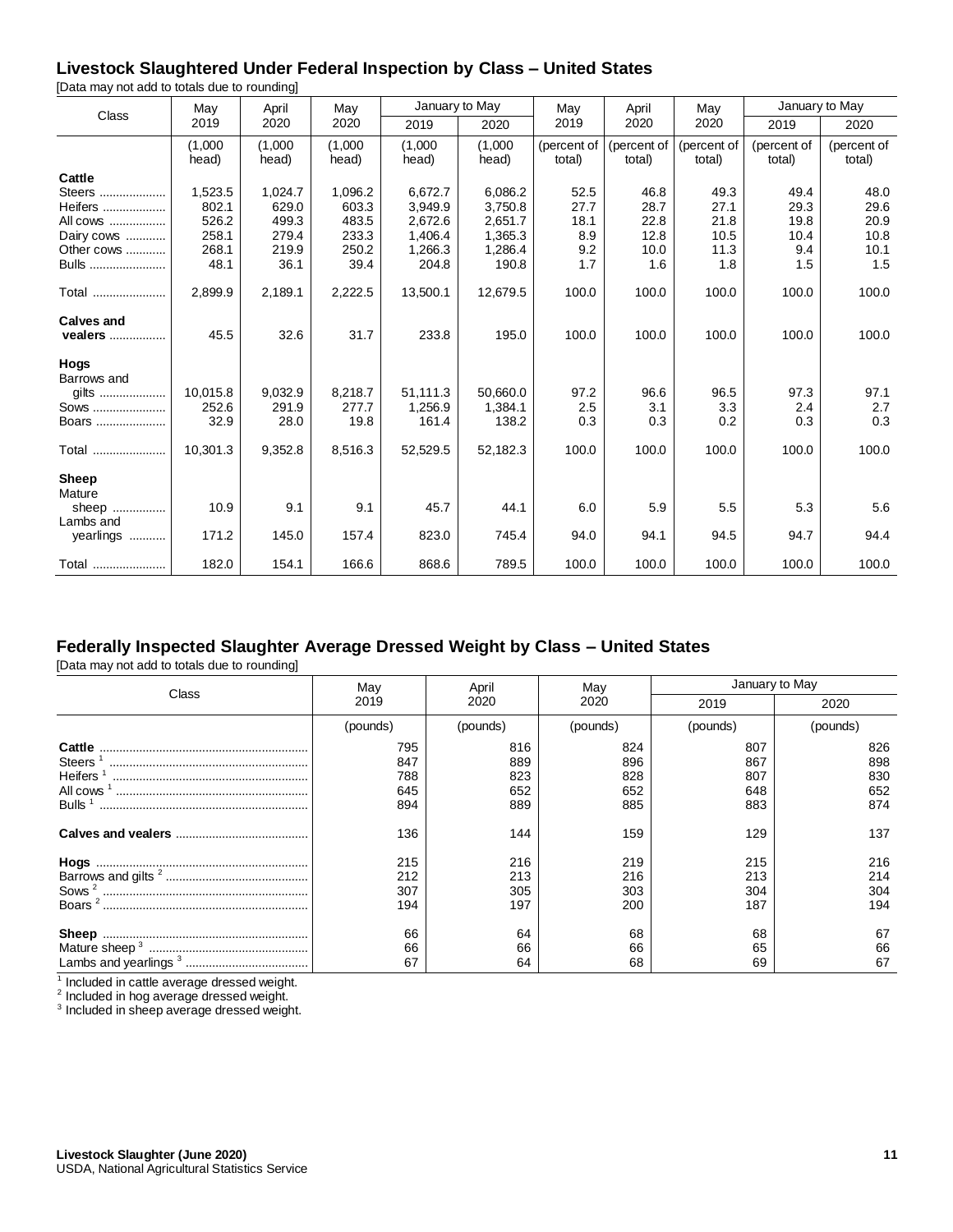## Livestock Slaughtered Under Federal Inspection by Class – United States

[Data may not add to totals due to rounding]

| Class | May 2019 | April 2020 | May 2020 | January to May | | May 2019 | April 2020 | May 2020 | January to May | |
|---|---|---|---|---|---|---|---|---|---|---|
| | | | | 2019 | 2020 | | | | 2019 | 2020 |
| | (1,000 head) | (1,000 head) | (1,000 head) | (1,000 head) | (1,000 head) | (percent of total) | (percent of total) | (percent of total) | (percent of total) | (percent of total) |
| **Cattle** | | | | | | | | | | |
| Steers | 1,523.5 | 1,024.7 | 1,096.2 | 6,672.7 | 6,086.2 | 52.5 | 46.8 | 49.3 | 49.4 | 48.0 |
| Heifers | 802.1 | 629.0 | 603.3 | 3,949.9 | 3,750.8 | 27.7 | 28.7 | 27.1 | 29.3 | 29.6 |
| All cows | 526.2 | 499.3 | 483.5 | 2,672.6 | 2,651.7 | 18.1 | 22.8 | 21.8 | 19.8 | 20.9 |
| Dairy cows | 258.1 | 279.4 | 233.3 | 1,406.4 | 1,365.3 | 8.9 | 12.8 | 10.5 | 10.4 | 10.8 |
| Other cows | 268.1 | 219.9 | 250.2 | 1,266.3 | 1,286.4 | 9.2 | 10.0 | 11.3 | 9.4 | 10.1 |
| Bulls | 48.1 | 36.1 | 39.4 | 204.8 | 190.8 | 1.7 | 1.6 | 1.8 | 1.5 | 1.5 |
| Total | 2,899.9 | 2,189.1 | 2,222.5 | 13,500.1 | 12,679.5 | 100.0 | 100.0 | 100.0 | 100.0 | 100.0 |
| **Calves and vealers** | 45.5 | 32.6 | 31.7 | 233.8 | 195.0 | 100.0 | 100.0 | 100.0 | 100.0 | 100.0 |
| **Hogs** | | | | | | | | | | |
| Barrows and gilts | 10,015.8 | 9,032.9 | 8,218.7 | 51,111.3 | 50,660.0 | 97.2 | 96.6 | 96.5 | 97.3 | 97.1 |
| Sows | 252.6 | 291.9 | 277.7 | 1,256.9 | 1,384.1 | 2.5 | 3.1 | 3.3 | 2.4 | 2.7 |
| Boars | 32.9 | 28.0 | 19.8 | 161.4 | 138.2 | 0.3 | 0.3 | 0.2 | 0.3 | 0.3 |
| Total | 10,301.3 | 9,352.8 | 8,516.3 | 52,529.5 | 52,182.3 | 100.0 | 100.0 | 100.0 | 100.0 | 100.0 |
| **Sheep** | | | | | | | | | | |
| Mature sheep | 10.9 | 9.1 | 9.1 | 45.7 | 44.1 | 6.0 | 5.9 | 5.5 | 5.3 | 5.6 |
| Lambs and yearlings | 171.2 | 145.0 | 157.4 | 823.0 | 745.4 | 94.0 | 94.1 | 94.5 | 94.7 | 94.4 |
| Total | 182.0 | 154.1 | 166.6 | 868.6 | 789.5 | 100.0 | 100.0 | 100.0 | 100.0 | 100.0 |

## Federally Inspected Slaughter Average Dressed Weight by Class – United States

[Data may not add to totals due to rounding]

| Class | May 2019 | April 2020 | May 2020 | January to May | |
|---|---|---|---|---|---|
| | | | | 2019 | 2020 |
| | (pounds) | (pounds) | (pounds) | (pounds) | (pounds) |
| **Cattle** | 795 | 816 | 824 | 807 | 826 |
| Steers [1] | 847 | 889 | 896 | 867 | 898 |
| Heifers [1] | 788 | 823 | 828 | 807 | 830 |
| All cows [1] | 645 | 652 | 652 | 648 | 652 |
| Bulls [1] | 894 | 889 | 885 | 883 | 874 |
| **Calves and vealers** | 136 | 144 | 159 | 129 | 137 |
| **Hogs** | 215 | 216 | 219 | 215 | 216 |
| Barrows and gilts [2] | 212 | 213 | 216 | 213 | 214 |
| Sows [2] | 307 | 305 | 303 | 304 | 304 |
| Boars [2] | 194 | 197 | 200 | 187 | 194 |
| **Sheep** | 66 | 64 | 68 | 68 | 67 |
| Mature sheep [3] | 66 | 66 | 66 | 65 | 66 |
| Lambs and yearlings [3] | 67 | 64 | 68 | 69 | 67 |

[1] Included in cattle average dressed weight.
[2] Included in hog average dressed weight.
[3] Included in sheep average dressed weight.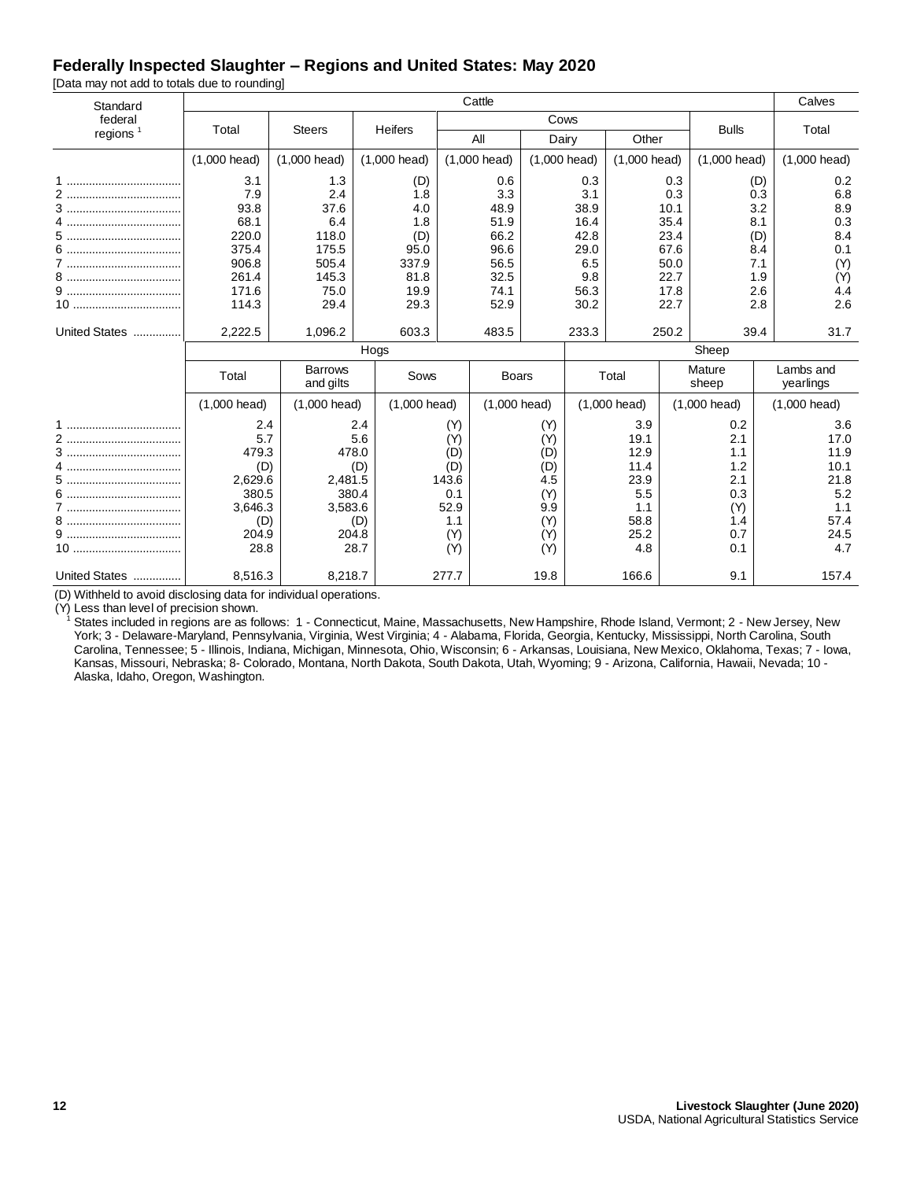## Federally Inspected Slaughter – Regions and United States: May 2020

[Data may not add to totals due to rounding]

| Standard federal regions [1] | Cattle | | | | | | | Calves |
|---|---|---|---|---|---|---|---|---|
| | Total | Steers | Heifers | Cows | | | Bulls | Total |
| | | | | All | Dairy | Other | | |
| | (1,000 head) | (1,000 head) | (1,000 head) | (1,000 head) | (1,000 head) | (1,000 head) | (1,000 head) | (1,000 head) |
| 1 | 3.1 | 1.3 | (D) | 0.6 | 0.3 | 0.3 | (D) | 0.2 |
| 2 | 7.9 | 2.4 | 1.8 | 3.3 | 3.1 | 0.3 | 0.3 | 6.8 |
| 3 | 93.8 | 37.6 | 4.0 | 48.9 | 38.9 | 10.1 | 3.2 | 8.9 |
| 4 | 68.1 | 6.4 | 1.8 | 51.9 | 16.4 | 35.4 | 8.1 | 0.3 |
| 5 | 220.0 | 118.0 | (D) | 66.2 | 42.8 | 23.4 | (D) | 8.4 |
| 6 | 375.4 | 175.5 | 95.0 | 96.6 | 29.0 | 67.6 | 8.4 | 0.1 |
| 7 | 906.8 | 505.4 | 337.9 | 56.5 | 6.5 | 50.0 | 7.1 | (Y) |
| 8 | 261.4 | 145.3 | 81.8 | 32.5 | 9.8 | 22.7 | 1.9 | (Y) |
| 9 | 171.6 | 75.0 | 19.9 | 74.1 | 56.3 | 17.8 | 2.6 | 4.4 |
| 10 | 114.3 | 29.4 | 29.3 | 52.9 | 30.2 | 22.7 | 2.8 | 2.6 |
| United States | 2,222.5 | 1,096.2 | 603.3 | 483.5 | 233.3 | 250.2 | 39.4 | 31.7 |

| Standard federal regions [1] | Hogs | | | | Sheep | | |
|---|---|---|---|---|---|---|---|
| | Total | Barrows and gilts | Sows | Boars | Total | Mature sheep | Lambs and yearlings |
| | (1,000 head) | (1,000 head) | (1,000 head) | (1,000 head) | (1,000 head) | (1,000 head) | (1,000 head) |
| 1 | 2.4 | 2.4 | (Y) | (Y) | 3.9 | 0.2 | 3.6 |
| 2 | 5.7 | 5.6 | (Y) | (Y) | 19.1 | 2.1 | 17.0 |
| 3 | 479.3 | 478.0 | (D) | (D) | 12.9 | 1.1 | 11.9 |
| 4 | (D) | (D) | (D) | (D) | 11.4 | 1.2 | 10.1 |
| 5 | 2,629.6 | 2,481.5 | 143.6 | 4.5 | 23.9 | 2.1 | 21.8 |
| 6 | 380.5 | 380.4 | 0.1 | (Y) | 5.5 | 0.3 | 5.2 |
| 7 | 3,646.3 | 3,583.6 | 52.9 | 9.9 | 1.1 | (Y) | 1.1 |
| 8 | (D) | (D) | 1.1 | (Y) | 58.8 | 1.4 | 57.4 |
| 9 | 204.9 | 204.8 | (Y) | (Y) | 25.2 | 0.7 | 24.5 |
| 10 | 28.8 | 28.7 | (Y) | (Y) | 4.8 | 0.1 | 4.7 |
| United States | 8,516.3 | 8,218.7 | 277.7 | 19.8 | 166.6 | 9.1 | 157.4 |

(D) Withheld to avoid disclosing data for individual operations.
(Y) Less than level of precision shown.
[1] States included in regions are as follows: 1 - Connecticut, Maine, Massachusetts, New Hampshire, Rhode Island, Vermont; 2 - New Jersey, New York; 3 - Delaware-Maryland, Pennsylvania, Virginia, West Virginia; 4 - Alabama, Florida, Georgia, Kentucky, Mississippi, North Carolina, South Carolina, Tennessee; 5 - Illinois, Indiana, Michigan, Minnesota, Ohio, Wisconsin; 6 - Arkansas, Louisiana, New Mexico, Oklahoma, Texas; 7 - Iowa, Kansas, Missouri, Nebraska; 8- Colorado, Montana, North Dakota, South Dakota, Utah, Wyoming; 9 - Arizona, California, Hawaii, Nevada; 10 - Alaska, Idaho, Oregon, Washington.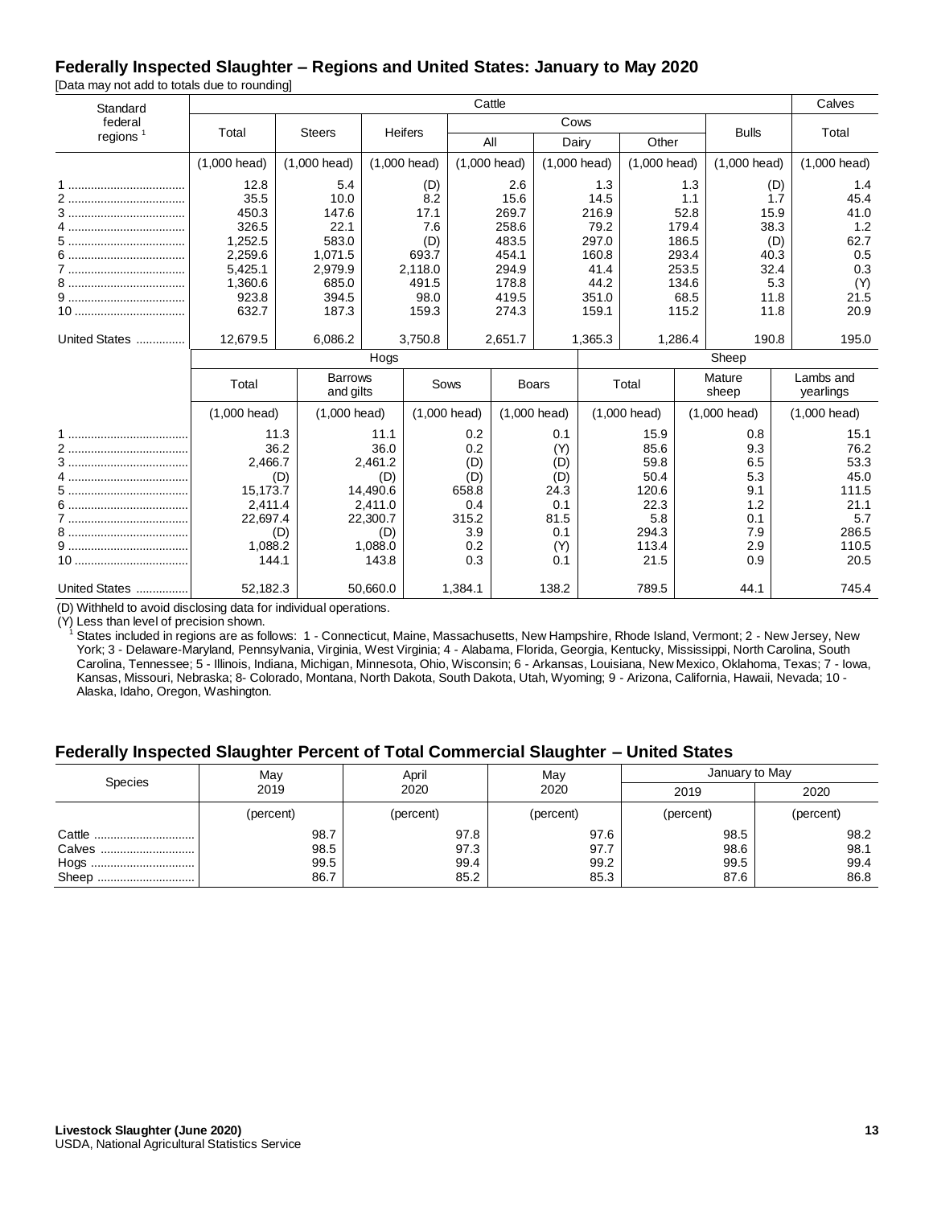## Federally Inspected Slaughter – Regions and United States: January to May 2020

[Data may not add to totals due to rounding]

| Standard federal regions [1] | Cattle | | | | | | | Calves |
|---|---|---|---|---|---|---|---|---|
| | Total | Steers | Heifers | Cows | | | Bulls | Total |
| | | | | All | Dairy | Other | | |
| | (1,000 head) | (1,000 head) | (1,000 head) | (1,000 head) | (1,000 head) | (1,000 head) | (1,000 head) | (1,000 head) |
| 1 | 12.8 | 5.4 | (D) | 2.6 | 1.3 | 1.3 | (D) | 1.4 |
| 2 | 35.5 | 10.0 | 8.2 | 15.6 | 14.5 | 1.1 | 1.7 | 45.4 |
| 3 | 450.3 | 147.6 | 17.1 | 269.7 | 216.9 | 52.8 | 15.9 | 41.0 |
| 4 | 326.5 | 22.1 | 7.6 | 258.6 | 79.2 | 179.4 | 38.3 | 1.2 |
| 5 | 1,252.5 | 583.0 | (D) | 483.5 | 297.0 | 186.5 | (D) | 62.7 |
| 6 | 2,259.6 | 1,071.5 | 693.7 | 454.1 | 160.8 | 293.4 | 40.3 | 0.5 |
| 7 | 5,425.1 | 2,979.9 | 2,118.0 | 294.9 | 41.4 | 253.5 | 32.4 | 0.3 |
| 8 | 1,360.6 | 685.0 | 491.5 | 178.8 | 44.2 | 134.6 | 5.3 | (Y) |
| 9 | 923.8 | 394.5 | 98.0 | 419.5 | 351.0 | 68.5 | 11.8 | 21.5 |
| 10 | 632.7 | 187.3 | 159.3 | 274.3 | 159.1 | 115.2 | 11.8 | 20.9 |
| United States | 12,679.5 | 6,086.2 | 3,750.8 | 2,651.7 | 1,365.3 | 1,286.4 | 190.8 | 195.0 |

| Standard federal regions [1] | Hogs | | | | Sheep | | |
|---|---|---|---|---|---|---|---|
| | Total | Barrows and gilts | Sows | Boars | Total | Mature sheep | Lambs and yearlings |
| | (1,000 head) | (1,000 head) | (1,000 head) | (1,000 head) | (1,000 head) | (1,000 head) | (1,000 head) |
| 1 | 11.3 | 11.1 | 0.2 | 0.1 | 15.9 | 0.8 | 15.1 |
| 2 | 36.2 | 36.0 | 0.2 | (Y) | 85.6 | 9.3 | 76.2 |
| 3 | 2,466.7 | 2,461.2 | (D) | (D) | 59.8 | 6.5 | 53.3 |
| 4 | (D) | (D) | (D) | (D) | 50.4 | 5.3 | 45.0 |
| 5 | 15,173.7 | 14,490.6 | 658.8 | 24.3 | 120.6 | 9.1 | 111.5 |
| 6 | 2,411.4 | 2,411.0 | 0.4 | 0.1 | 22.3 | 1.2 | 21.1 |
| 7 | 22,697.4 | 22,300.7 | 315.2 | 81.5 | 5.8 | 0.1 | 5.7 |
| 8 | (D) | (D) | 3.9 | 0.1 | 294.3 | 7.9 | 286.5 |
| 9 | 1,088.2 | 1,088.0 | 0.2 | (Y) | 113.4 | 2.9 | 110.5 |
| 10 | 144.1 | 143.8 | 0.3 | 0.1 | 21.5 | 0.9 | 20.5 |
| United States | 52,182.3 | 50,660.0 | 1,384.1 | 138.2 | 789.5 | 44.1 | 745.4 |

(D) Withheld to avoid disclosing data for individual operations.

(Y) Less than level of precision shown.

[1] States included in regions are as follows: 1 - Connecticut, Maine, Massachusetts, New Hampshire, Rhode Island, Vermont; 2 - New Jersey, New York; 3 - Delaware-Maryland, Pennsylvania, Virginia, West Virginia; 4 - Alabama, Florida, Georgia, Kentucky, Mississippi, North Carolina, South Carolina, Tennessee; 5 - Illinois, Indiana, Michigan, Minnesota, Ohio, Wisconsin; 6 - Arkansas, Louisiana, New Mexico, Oklahoma, Texas; 7 - Iowa, Kansas, Missouri, Nebraska; 8- Colorado, Montana, North Dakota, South Dakota, Utah, Wyoming; 9 - Arizona, California, Hawaii, Nevada; 10 - Alaska, Idaho, Oregon, Washington.

## Federally Inspected Slaughter Percent of Total Commercial Slaughter – United States

| Species | May 2019 | April 2020 | May 2020 | January to May | |
|---|---|---|---|---|---|
| | | | | 2019 | 2020 |
| | (percent) | (percent) | (percent) | (percent) | (percent) |
| Cattle | 98.7 | 97.8 | 97.6 | 98.5 | 98.2 |
| Calves | 98.5 | 97.3 | 97.7 | 98.6 | 98.1 |
| Hogs | 99.5 | 99.4 | 99.2 | 99.5 | 99.4 |
| Sheep | 86.7 | 85.2 | 85.3 | 87.6 | 86.8 |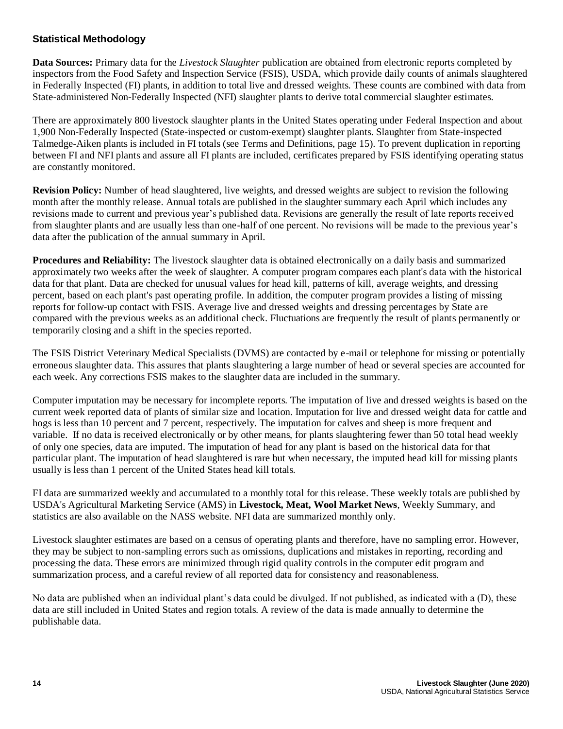## Statistical Methodology

**Data Sources:** Primary data for the *Livestock Slaughter* publication are obtained from electronic reports completed by inspectors from the Food Safety and Inspection Service (FSIS), USDA, which provide daily counts of animals slaughtered in Federally Inspected (FI) plants, in addition to total live and dressed weights. These counts are combined with data from State-administered Non-Federally Inspected (NFI) slaughter plants to derive total commercial slaughter estimates.

There are approximately 800 livestock slaughter plants in the United States operating under Federal Inspection and about 1,900 Non-Federally Inspected (State-inspected or custom-exempt) slaughter plants. Slaughter from State-inspected Talmedge-Aiken plants is included in FI totals (see Terms and Definitions, page 15). To prevent duplication in reporting between FI and NFI plants and assure all FI plants are included, certificates prepared by FSIS identifying operating status are constantly monitored.

**Revision Policy:** Number of head slaughtered, live weights, and dressed weights are subject to revision the following month after the monthly release. Annual totals are published in the slaughter summary each April which includes any revisions made to current and previous year's published data. Revisions are generally the result of late reports received from slaughter plants and are usually less than one-half of one percent. No revisions will be made to the previous year's data after the publication of the annual summary in April.

**Procedures and Reliability:** The livestock slaughter data is obtained electronically on a daily basis and summarized approximately two weeks after the week of slaughter. A computer program compares each plant's data with the historical data for that plant. Data are checked for unusual values for head kill, patterns of kill, average weights, and dressing percent, based on each plant's past operating profile. In addition, the computer program provides a listing of missing reports for follow-up contact with FSIS. Average live and dressed weights and dressing percentages by State are compared with the previous weeks as an additional check. Fluctuations are frequently the result of plants permanently or temporarily closing and a shift in the species reported.

The FSIS District Veterinary Medical Specialists (DVMS) are contacted by e-mail or telephone for missing or potentially erroneous slaughter data. This assures that plants slaughtering a large number of head or several species are accounted for each week. Any corrections FSIS makes to the slaughter data are included in the summary.

Computer imputation may be necessary for incomplete reports. The imputation of live and dressed weights is based on the current week reported data of plants of similar size and location. Imputation for live and dressed weight data for cattle and hogs is less than 10 percent and 7 percent, respectively. The imputation for calves and sheep is more frequent and variable. If no data is received electronically or by other means, for plants slaughtering fewer than 50 total head weekly of only one species, data are imputed. The imputation of head for any plant is based on the historical data for that particular plant. The imputation of head slaughtered is rare but when necessary, the imputed head kill for missing plants usually is less than 1 percent of the United States head kill totals.

FI data are summarized weekly and accumulated to a monthly total for this release. These weekly totals are published by USDA's Agricultural Marketing Service (AMS) in **Livestock, Meat, Wool Market News**, Weekly Summary, and statistics are also available on the NASS website. NFI data are summarized monthly only.

Livestock slaughter estimates are based on a census of operating plants and therefore, have no sampling error. However, they may be subject to non-sampling errors such as omissions, duplications and mistakes in reporting, recording and processing the data. These errors are minimized through rigid quality controls in the computer edit program and summarization process, and a careful review of all reported data for consistency and reasonableness.

No data are published when an individual plant's data could be divulged. If not published, as indicated with a (D), these data are still included in United States and region totals. A review of the data is made annually to determine the publishable data.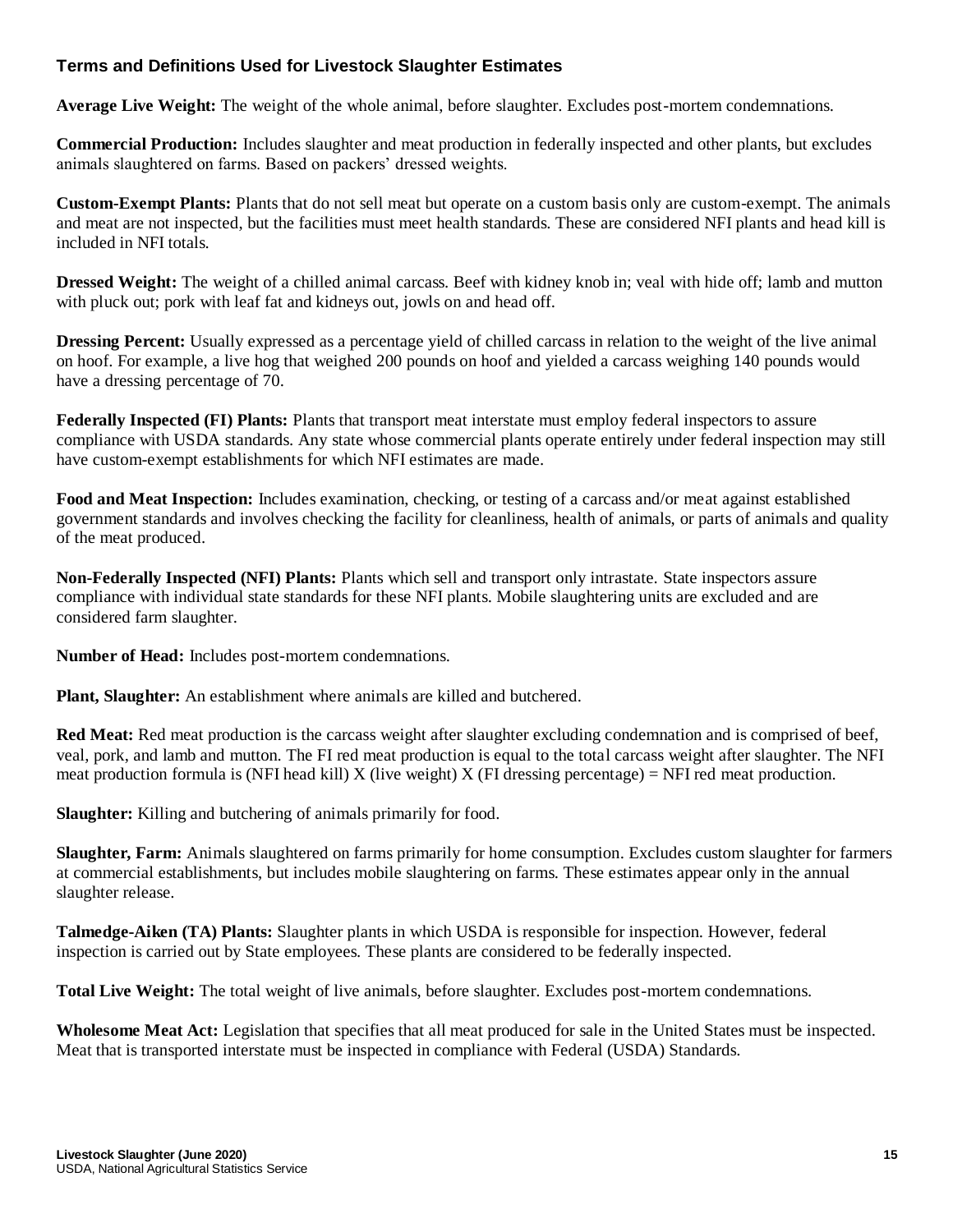## Terms and Definitions Used for Livestock Slaughter Estimates

**Average Live Weight:** The weight of the whole animal, before slaughter. Excludes post-mortem condemnations.

**Commercial Production:** Includes slaughter and meat production in federally inspected and other plants, but excludes animals slaughtered on farms. Based on packers' dressed weights.

**Custom-Exempt Plants:** Plants that do not sell meat but operate on a custom basis only are custom-exempt. The animals and meat are not inspected, but the facilities must meet health standards. These are considered NFI plants and head kill is included in NFI totals.

**Dressed Weight:** The weight of a chilled animal carcass. Beef with kidney knob in; veal with hide off; lamb and mutton with pluck out; pork with leaf fat and kidneys out, jowls on and head off.

**Dressing Percent:** Usually expressed as a percentage yield of chilled carcass in relation to the weight of the live animal on hoof. For example, a live hog that weighed 200 pounds on hoof and yielded a carcass weighing 140 pounds would have a dressing percentage of 70.

**Federally Inspected (FI) Plants:** Plants that transport meat interstate must employ federal inspectors to assure compliance with USDA standards. Any state whose commercial plants operate entirely under federal inspection may still have custom-exempt establishments for which NFI estimates are made.

**Food and Meat Inspection:** Includes examination, checking, or testing of a carcass and/or meat against established government standards and involves checking the facility for cleanliness, health of animals, or parts of animals and quality of the meat produced.

**Non-Federally Inspected (NFI) Plants:** Plants which sell and transport only intrastate. State inspectors assure compliance with individual state standards for these NFI plants. Mobile slaughtering units are excluded and are considered farm slaughter.

**Number of Head:** Includes post-mortem condemnations.

**Plant, Slaughter:** An establishment where animals are killed and butchered.

**Red Meat:** Red meat production is the carcass weight after slaughter excluding condemnation and is comprised of beef, veal, pork, and lamb and mutton. The FI red meat production is equal to the total carcass weight after slaughter. The NFI meat production formula is (NFI head kill) X (live weight) X (FI dressing percentage) = NFI red meat production.

**Slaughter:** Killing and butchering of animals primarily for food.

**Slaughter, Farm:** Animals slaughtered on farms primarily for home consumption. Excludes custom slaughter for farmers at commercial establishments, but includes mobile slaughtering on farms. These estimates appear only in the annual slaughter release.

**Talmedge-Aiken (TA) Plants:** Slaughter plants in which USDA is responsible for inspection. However, federal inspection is carried out by State employees. These plants are considered to be federally inspected.

**Total Live Weight:** The total weight of live animals, before slaughter. Excludes post-mortem condemnations.

**Wholesome Meat Act:** Legislation that specifies that all meat produced for sale in the United States must be inspected. Meat that is transported interstate must be inspected in compliance with Federal (USDA) Standards.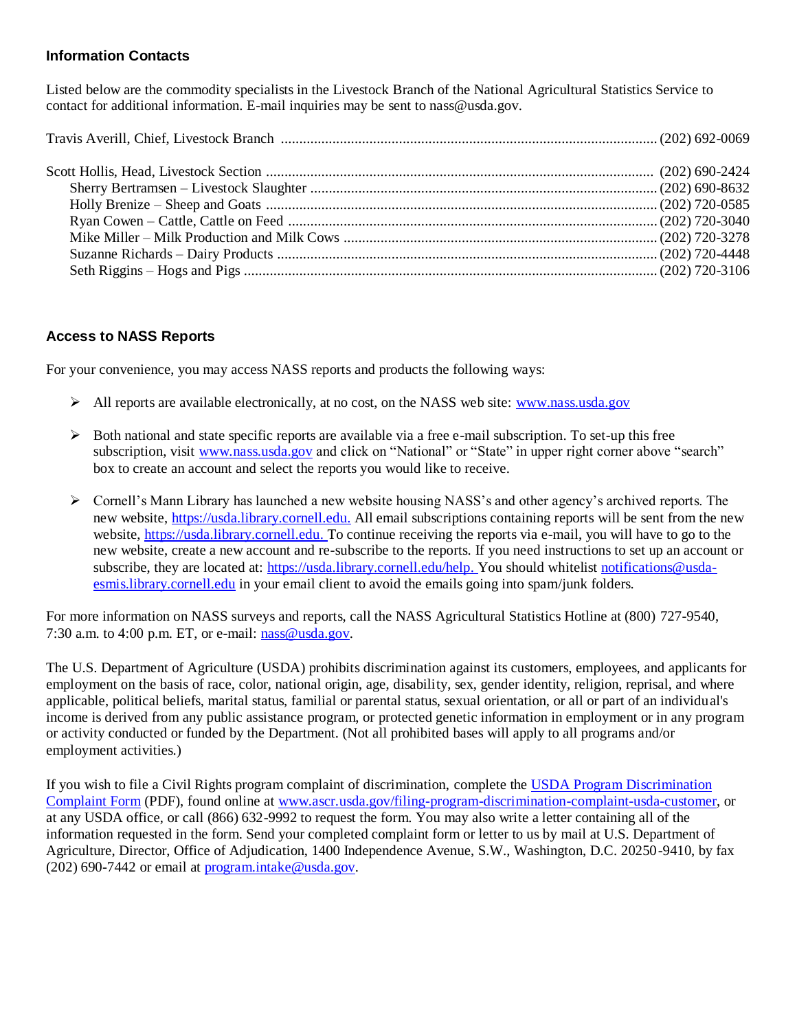## Information Contacts

Listed below are the commodity specialists in the Livestock Branch of the National Agricultural Statistics Service to contact for additional information. E-mail inquiries may be sent to nass@usda.gov.

Travis Averill, Chief, Livestock Branch ..................................................................................................... (202) 692-0069

Scott Hollis, Head, Livestock Section ........................................................................................................ (202) 690-2424
- Sherry Bertramsen – Livestock Slaughter ............................................................................................. (202) 690-8632
- Holly Brenize – Sheep and Goats .......................................................................................................... (202) 720-0585
- Ryan Cowen – Cattle, Cattle on Feed .................................................................................................... (202) 720-3040
- Mike Miller – Milk Production and Milk Cows ..................................................................................... (202) 720-3278
- Suzanne Richards – Dairy Products ....................................................................................................... (202) 720-4448
- Seth Riggins – Hogs and Pigs ................................................................................................................ (202) 720-3106

## Access to NASS Reports

For your convenience, you may access NASS reports and products the following ways:

- All reports are available electronically, at no cost, on the NASS web site: www.nass.usda.gov
- Both national and state specific reports are available via a free e-mail subscription. To set-up this free subscription, visit www.nass.usda.gov and click on "National" or "State" in upper right corner above "search" box to create an account and select the reports you would like to receive.
- Cornell's Mann Library has launched a new website housing NASS's and other agency's archived reports. The new website, https://usda.library.cornell.edu. All email subscriptions containing reports will be sent from the new website, https://usda.library.cornell.edu. To continue receiving the reports via e-mail, you will have to go to the new website, create a new account and re-subscribe to the reports. If you need instructions to set up an account or subscribe, they are located at: https://usda.library.cornell.edu/help. You should whitelist notifications@usda-esmis.library.cornell.edu in your email client to avoid the emails going into spam/junk folders.

For more information on NASS surveys and reports, call the NASS Agricultural Statistics Hotline at (800) 727-9540, 7:30 a.m. to 4:00 p.m. ET, or e-mail: nass@usda.gov.

The U.S. Department of Agriculture (USDA) prohibits discrimination against its customers, employees, and applicants for employment on the basis of race, color, national origin, age, disability, sex, gender identity, religion, reprisal, and where applicable, political beliefs, marital status, familial or parental status, sexual orientation, or all or part of an individual's income is derived from any public assistance program, or protected genetic information in employment or in any program or activity conducted or funded by the Department. (Not all prohibited bases will apply to all programs and/or employment activities.)

If you wish to file a Civil Rights program complaint of discrimination, complete the USDA Program Discrimination Complaint Form (PDF), found online at www.ascr.usda.gov/filing-program-discrimination-complaint-usda-customer, or at any USDA office, or call (866) 632-9992 to request the form. You may also write a letter containing all of the information requested in the form. Send your completed complaint form or letter to us by mail at U.S. Department of Agriculture, Director, Office of Adjudication, 1400 Independence Avenue, S.W., Washington, D.C. 20250-9410, by fax (202) 690-7442 or email at program.intake@usda.gov.